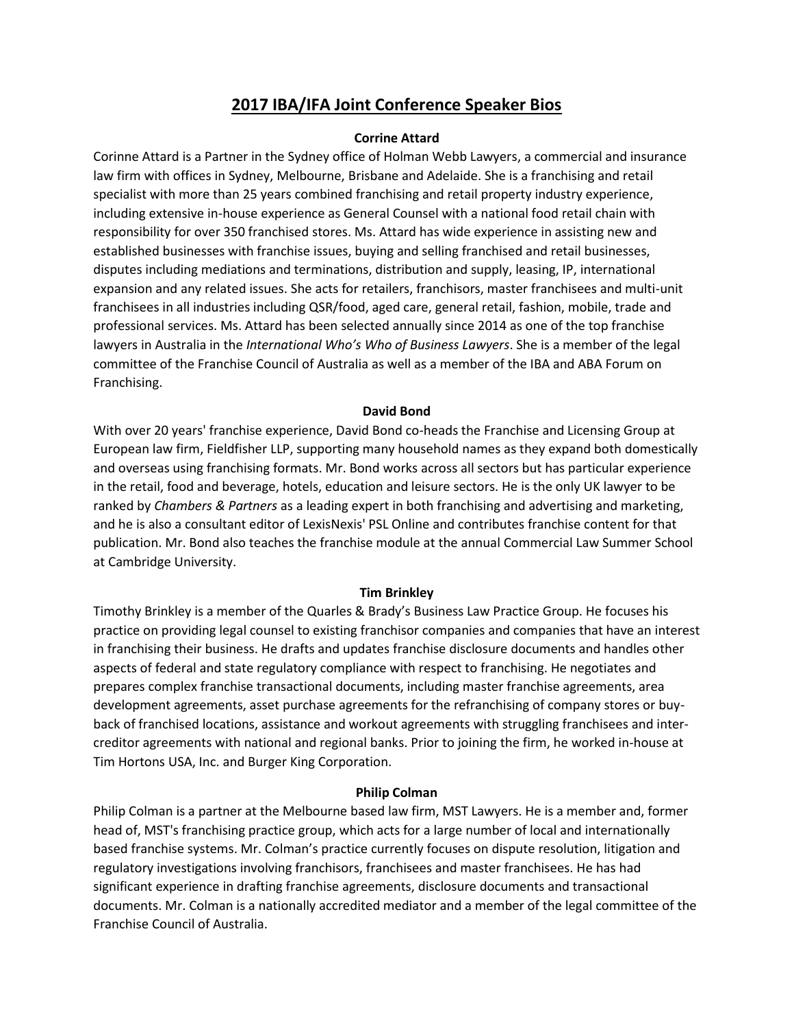# 2017 IBA/IFA Joint Conference Speaker Bios

**Corrine Attard**

Corinne Attard is a Partner in the Sydney office of Holman Webb Lawyers, a commercial and insurance law firm with offices in Sydney, Melbourne, Brisbane and Adelaide. She is a franchising and retail specialist with more than 25 years combined franchising and retail property industry experience, including extensive in-house experience as General Counsel with a national food retail chain with responsibility for over 350 franchised stores. Ms. Attard has wide experience in assisting new and established businesses with franchise issues, buying and selling franchised and retail businesses, disputes including mediations and terminations, distribution and supply, leasing, IP, international expansion and any related issues. She acts for retailers, franchisors, master franchisees and multi-unit franchisees in all industries including QSR/food, aged care, general retail, fashion, mobile, trade and professional services. Ms. Attard has been selected annually since 2014 as one of the top franchise lawyers in Australia in the *International Who's Who of Business Lawyers*. She is a member of the legal committee of the Franchise Council of Australia as well as a member of the IBA and ABA Forum on Franchising.

**David Bond**

With over 20 years' franchise experience, David Bond co-heads the Franchise and Licensing Group at European law firm, Fieldfisher LLP, supporting many household names as they expand both domestically and overseas using franchising formats. Mr. Bond works across all sectors but has particular experience in the retail, food and beverage, hotels, education and leisure sectors. He is the only UK lawyer to be ranked by *Chambers & Partners* as a leading expert in both franchising and advertising and marketing, and he is also a consultant editor of LexisNexis' PSL Online and contributes franchise content for that publication. Mr. Bond also teaches the franchise module at the annual Commercial Law Summer School at Cambridge University.

**Tim Brinkley**

Timothy Brinkley is a member of the Quarles & Brady's Business Law Practice Group. He focuses his practice on providing legal counsel to existing franchisor companies and companies that have an interest in franchising their business. He drafts and updates franchise disclosure documents and handles other aspects of federal and state regulatory compliance with respect to franchising. He negotiates and prepares complex franchise transactional documents, including master franchise agreements, area development agreements, asset purchase agreements for the refranchising of company stores or buy-back of franchised locations, assistance and workout agreements with struggling franchisees and inter-creditor agreements with national and regional banks. Prior to joining the firm, he worked in-house at Tim Hortons USA, Inc. and Burger King Corporation.

**Philip Colman**

Philip Colman is a partner at the Melbourne based law firm, MST Lawyers. He is a member and, former head of, MST's franchising practice group, which acts for a large number of local and internationally based franchise systems. Mr. Colman's practice currently focuses on dispute resolution, litigation and regulatory investigations involving franchisors, franchisees and master franchisees. He has had significant experience in drafting franchise agreements, disclosure documents and transactional documents. Mr. Colman is a nationally accredited mediator and a member of the legal committee of the Franchise Council of Australia.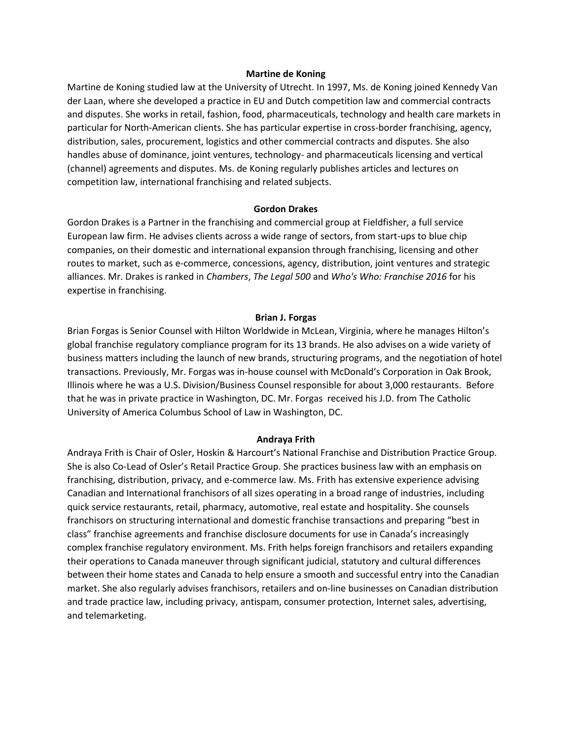**Martine de Koning**

Martine de Koning studied law at the University of Utrecht. In 1997, Ms. de Koning joined Kennedy Van der Laan, where she developed a practice in EU and Dutch competition law and commercial contracts and disputes. She works in retail, fashion, food, pharmaceuticals, technology and health care markets in particular for North-American clients. She has particular expertise in cross-border franchising, agency, distribution, sales, procurement, logistics and other commercial contracts and disputes. She also handles abuse of dominance, joint ventures, technology- and pharmaceuticals licensing and vertical (channel) agreements and disputes. Ms. de Koning regularly publishes articles and lectures on competition law, international franchising and related subjects.

**Gordon Drakes**

Gordon Drakes is a Partner in the franchising and commercial group at Fieldfisher, a full service European law firm. He advises clients across a wide range of sectors, from start-ups to blue chip companies, on their domestic and international expansion through franchising, licensing and other routes to market, such as e-commerce, concessions, agency, distribution, joint ventures and strategic alliances. Mr. Drakes is ranked in *Chambers*, *The Legal 500* and *Who's Who: Franchise 2016* for his expertise in franchising.

**Brian J. Forgas**

Brian Forgas is Senior Counsel with Hilton Worldwide in McLean, Virginia, where he manages Hilton's global franchise regulatory compliance program for its 13 brands. He also advises on a wide variety of business matters including the launch of new brands, structuring programs, and the negotiation of hotel transactions. Previously, Mr. Forgas was in-house counsel with McDonald's Corporation in Oak Brook, Illinois where he was a U.S. Division/Business Counsel responsible for about 3,000 restaurants. Before that he was in private practice in Washington, DC. Mr. Forgas received his J.D. from The Catholic University of America Columbus School of Law in Washington, DC.

**Andraya Frith**

Andraya Frith is Chair of Osler, Hoskin & Harcourt's National Franchise and Distribution Practice Group. She is also Co-Lead of Osler's Retail Practice Group. She practices business law with an emphasis on franchising, distribution, privacy, and e-commerce law. Ms. Frith has extensive experience advising Canadian and International franchisors of all sizes operating in a broad range of industries, including quick service restaurants, retail, pharmacy, automotive, real estate and hospitality. She counsels franchisors on structuring international and domestic franchise transactions and preparing "best in class" franchise agreements and franchise disclosure documents for use in Canada's increasingly complex franchise regulatory environment. Ms. Frith helps foreign franchisors and retailers expanding their operations to Canada maneuver through significant judicial, statutory and cultural differences between their home states and Canada to help ensure a smooth and successful entry into the Canadian market. She also regularly advises franchisors, retailers and on-line businesses on Canadian distribution and trade practice law, including privacy, antispam, consumer protection, Internet sales, advertising, and telemarketing.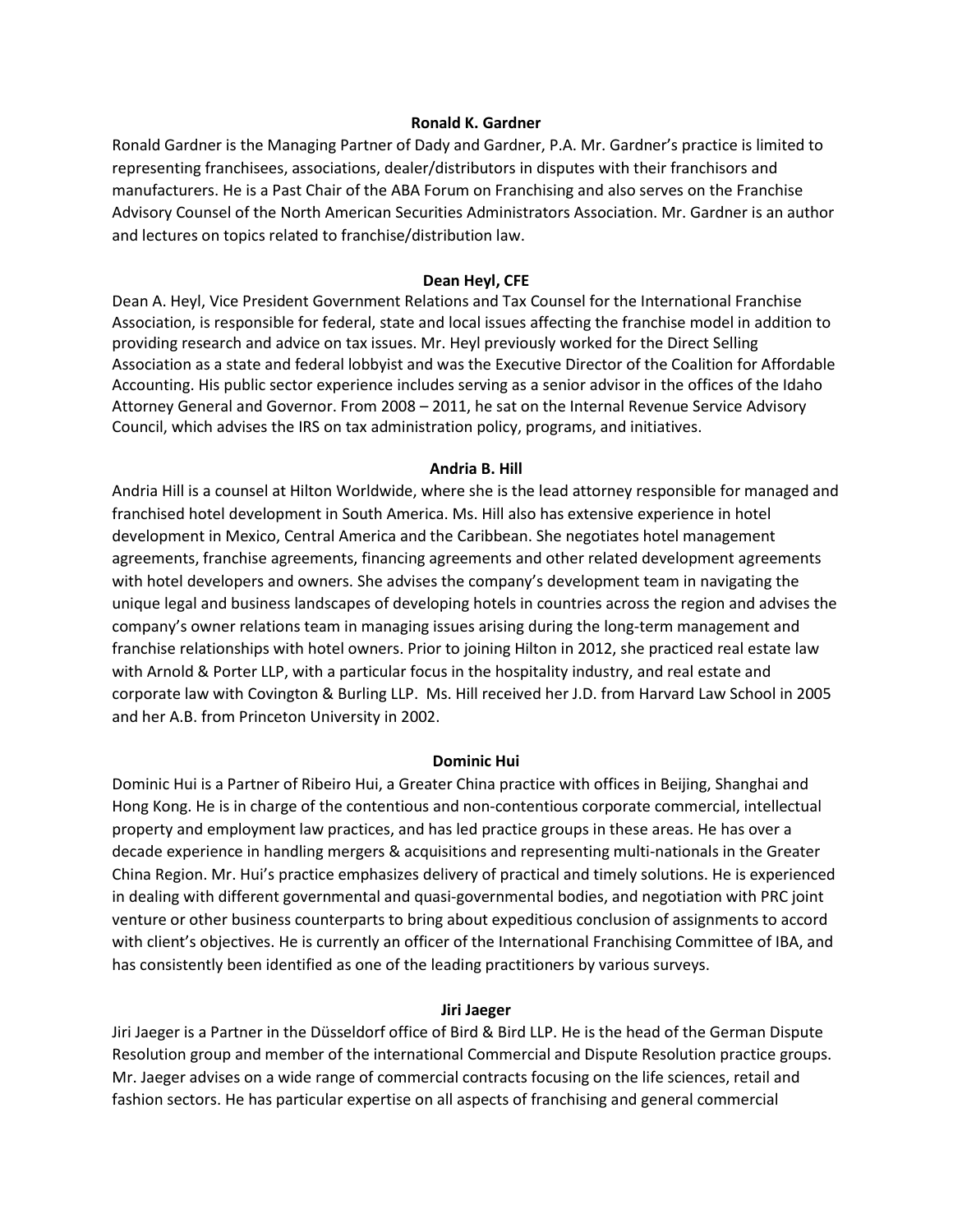**Ronald K. Gardner**

Ronald Gardner is the Managing Partner of Dady and Gardner, P.A. Mr. Gardner's practice is limited to representing franchisees, associations, dealer/distributors in disputes with their franchisors and manufacturers. He is a Past Chair of the ABA Forum on Franchising and also serves on the Franchise Advisory Counsel of the North American Securities Administrators Association. Mr. Gardner is an author and lectures on topics related to franchise/distribution law.

**Dean Heyl, CFE**

Dean A. Heyl, Vice President Government Relations and Tax Counsel for the International Franchise Association, is responsible for federal, state and local issues affecting the franchise model in addition to providing research and advice on tax issues. Mr. Heyl previously worked for the Direct Selling Association as a state and federal lobbyist and was the Executive Director of the Coalition for Affordable Accounting. His public sector experience includes serving as a senior advisor in the offices of the Idaho Attorney General and Governor. From 2008 – 2011, he sat on the Internal Revenue Service Advisory Council, which advises the IRS on tax administration policy, programs, and initiatives.

**Andria B. Hill**

Andria Hill is a counsel at Hilton Worldwide, where she is the lead attorney responsible for managed and franchised hotel development in South America. Ms. Hill also has extensive experience in hotel development in Mexico, Central America and the Caribbean. She negotiates hotel management agreements, franchise agreements, financing agreements and other related development agreements with hotel developers and owners. She advises the company's development team in navigating the unique legal and business landscapes of developing hotels in countries across the region and advises the company's owner relations team in managing issues arising during the long-term management and franchise relationships with hotel owners. Prior to joining Hilton in 2012, she practiced real estate law with Arnold & Porter LLP, with a particular focus in the hospitality industry, and real estate and corporate law with Covington & Burling LLP. Ms. Hill received her J.D. from Harvard Law School in 2005 and her A.B. from Princeton University in 2002.

**Dominic Hui**

Dominic Hui is a Partner of Ribeiro Hui, a Greater China practice with offices in Beijing, Shanghai and Hong Kong. He is in charge of the contentious and non-contentious corporate commercial, intellectual property and employment law practices, and has led practice groups in these areas. He has over a decade experience in handling mergers & acquisitions and representing multi-nationals in the Greater China Region. Mr. Hui's practice emphasizes delivery of practical and timely solutions. He is experienced in dealing with different governmental and quasi-governmental bodies, and negotiation with PRC joint venture or other business counterparts to bring about expeditious conclusion of assignments to accord with client's objectives. He is currently an officer of the International Franchising Committee of IBA, and has consistently been identified as one of the leading practitioners by various surveys.

**Jiri Jaeger**

Jiri Jaeger is a Partner in the Düsseldorf office of Bird & Bird LLP. He is the head of the German Dispute Resolution group and member of the international Commercial and Dispute Resolution practice groups. Mr. Jaeger advises on a wide range of commercial contracts focusing on the life sciences, retail and fashion sectors. He has particular expertise on all aspects of franchising and general commercial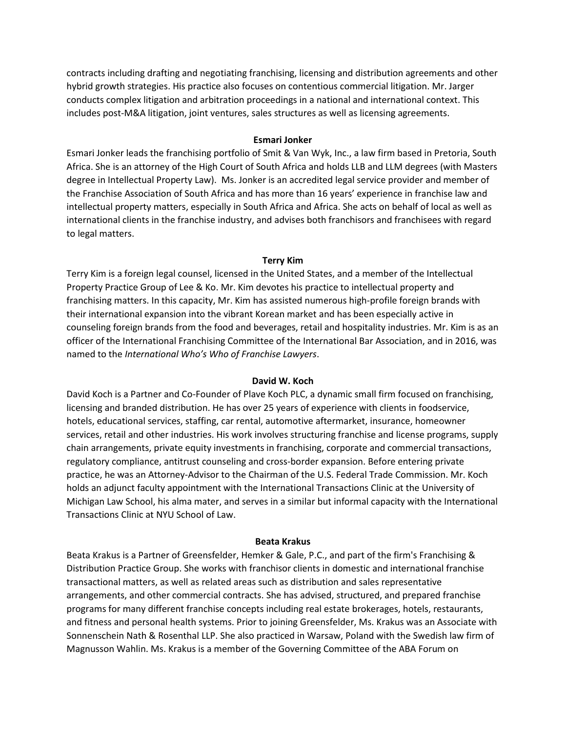contracts including drafting and negotiating franchising, licensing and distribution agreements and other hybrid growth strategies. His practice also focuses on contentious commercial litigation. Mr. Jarger conducts complex litigation and arbitration proceedings in a national and international context. This includes post-M&A litigation, joint ventures, sales structures as well as licensing agreements.

**Esmari Jonker**

Esmari Jonker leads the franchising portfolio of Smit & Van Wyk, Inc., a law firm based in Pretoria, South Africa. She is an attorney of the High Court of South Africa and holds LLB and LLM degrees (with Masters degree in Intellectual Property Law). Ms. Jonker is an accredited legal service provider and member of the Franchise Association of South Africa and has more than 16 years' experience in franchise law and intellectual property matters, especially in South Africa and Africa. She acts on behalf of local as well as international clients in the franchise industry, and advises both franchisors and franchisees with regard to legal matters.

**Terry Kim**

Terry Kim is a foreign legal counsel, licensed in the United States, and a member of the Intellectual Property Practice Group of Lee & Ko. Mr. Kim devotes his practice to intellectual property and franchising matters. In this capacity, Mr. Kim has assisted numerous high-profile foreign brands with their international expansion into the vibrant Korean market and has been especially active in counseling foreign brands from the food and beverages, retail and hospitality industries. Mr. Kim is as an officer of the International Franchising Committee of the International Bar Association, and in 2016, was named to the *International Who's Who of Franchise Lawyers*.

**David W. Koch**

David Koch is a Partner and Co-Founder of Plave Koch PLC, a dynamic small firm focused on franchising, licensing and branded distribution. He has over 25 years of experience with clients in foodservice, hotels, educational services, staffing, car rental, automotive aftermarket, insurance, homeowner services, retail and other industries. His work involves structuring franchise and license programs, supply chain arrangements, private equity investments in franchising, corporate and commercial transactions, regulatory compliance, antitrust counseling and cross-border expansion. Before entering private practice, he was an Attorney-Advisor to the Chairman of the U.S. Federal Trade Commission. Mr. Koch holds an adjunct faculty appointment with the International Transactions Clinic at the University of Michigan Law School, his alma mater, and serves in a similar but informal capacity with the International Transactions Clinic at NYU School of Law.

**Beata Krakus**

Beata Krakus is a Partner of Greensfelder, Hemker & Gale, P.C., and part of the firm's Franchising & Distribution Practice Group. She works with franchisor clients in domestic and international franchise transactional matters, as well as related areas such as distribution and sales representative arrangements, and other commercial contracts. She has advised, structured, and prepared franchise programs for many different franchise concepts including real estate brokerages, hotels, restaurants, and fitness and personal health systems. Prior to joining Greensfelder, Ms. Krakus was an Associate with Sonnenschein Nath & Rosenthal LLP. She also practiced in Warsaw, Poland with the Swedish law firm of Magnusson Wahlin. Ms. Krakus is a member of the Governing Committee of the ABA Forum on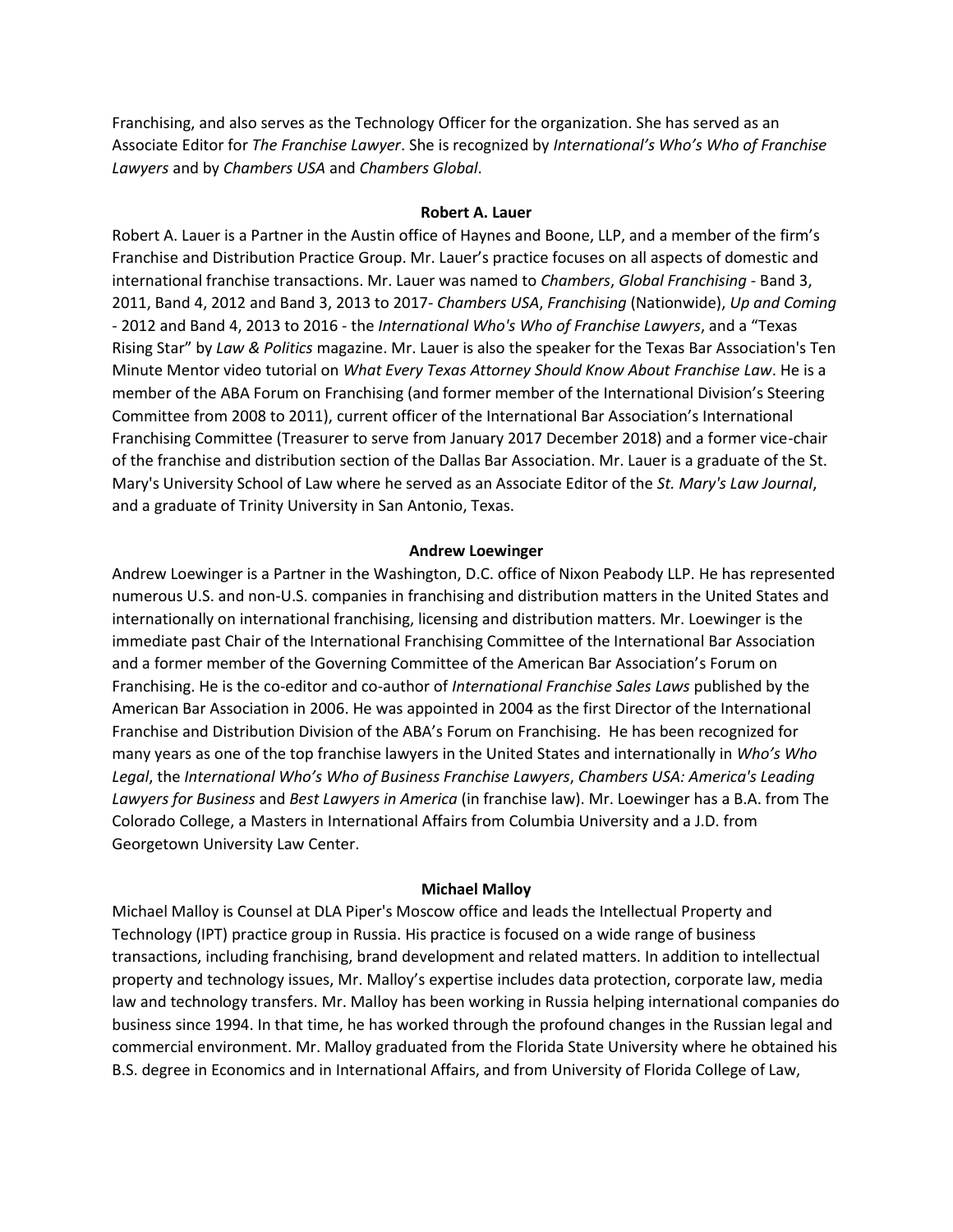Franchising, and also serves as the Technology Officer for the organization. She has served as an Associate Editor for *The Franchise Lawyer*. She is recognized by *International's Who's Who of Franchise Lawyers* and by *Chambers USA* and *Chambers Global*.

**Robert A. Lauer**

Robert A. Lauer is a Partner in the Austin office of Haynes and Boone, LLP, and a member of the firm's Franchise and Distribution Practice Group. Mr. Lauer's practice focuses on all aspects of domestic and international franchise transactions. Mr. Lauer was named to *Chambers*, *Global Franchising* - Band 3, 2011, Band 4, 2012 and Band 3, 2013 to 2017- *Chambers USA*, *Franchising* (Nationwide), *Up and Coming* - 2012 and Band 4, 2013 to 2016 - the *International Who's Who of Franchise Lawyers*, and a "Texas Rising Star" by *Law & Politics* magazine. Mr. Lauer is also the speaker for the Texas Bar Association's Ten Minute Mentor video tutorial on *What Every Texas Attorney Should Know About Franchise Law*. He is a member of the ABA Forum on Franchising (and former member of the International Division's Steering Committee from 2008 to 2011), current officer of the International Bar Association's International Franchising Committee (Treasurer to serve from January 2017 December 2018) and a former vice-chair of the franchise and distribution section of the Dallas Bar Association. Mr. Lauer is a graduate of the St. Mary's University School of Law where he served as an Associate Editor of the *St. Mary's Law Journal*, and a graduate of Trinity University in San Antonio, Texas.

**Andrew Loewinger**

Andrew Loewinger is a Partner in the Washington, D.C. office of Nixon Peabody LLP. He has represented numerous U.S. and non-U.S. companies in franchising and distribution matters in the United States and internationally on international franchising, licensing and distribution matters. Mr. Loewinger is the immediate past Chair of the International Franchising Committee of the International Bar Association and a former member of the Governing Committee of the American Bar Association's Forum on Franchising. He is the co-editor and co-author of *International Franchise Sales Laws* published by the American Bar Association in 2006. He was appointed in 2004 as the first Director of the International Franchise and Distribution Division of the ABA's Forum on Franchising. He has been recognized for many years as one of the top franchise lawyers in the United States and internationally in *Who's Who Legal*, the *International Who's Who of Business Franchise Lawyers*, *Chambers USA: America's Leading Lawyers for Business* and *Best Lawyers in America* (in franchise law). Mr. Loewinger has a B.A. from The Colorado College, a Masters in International Affairs from Columbia University and a J.D. from Georgetown University Law Center.

**Michael Malloy**

Michael Malloy is Counsel at DLA Piper's Moscow office and leads the Intellectual Property and Technology (IPT) practice group in Russia. His practice is focused on a wide range of business transactions, including franchising, brand development and related matters. In addition to intellectual property and technology issues, Mr. Malloy's expertise includes data protection, corporate law, media law and technology transfers. Mr. Malloy has been working in Russia helping international companies do business since 1994. In that time, he has worked through the profound changes in the Russian legal and commercial environment. Mr. Malloy graduated from the Florida State University where he obtained his B.S. degree in Economics and in International Affairs, and from University of Florida College of Law,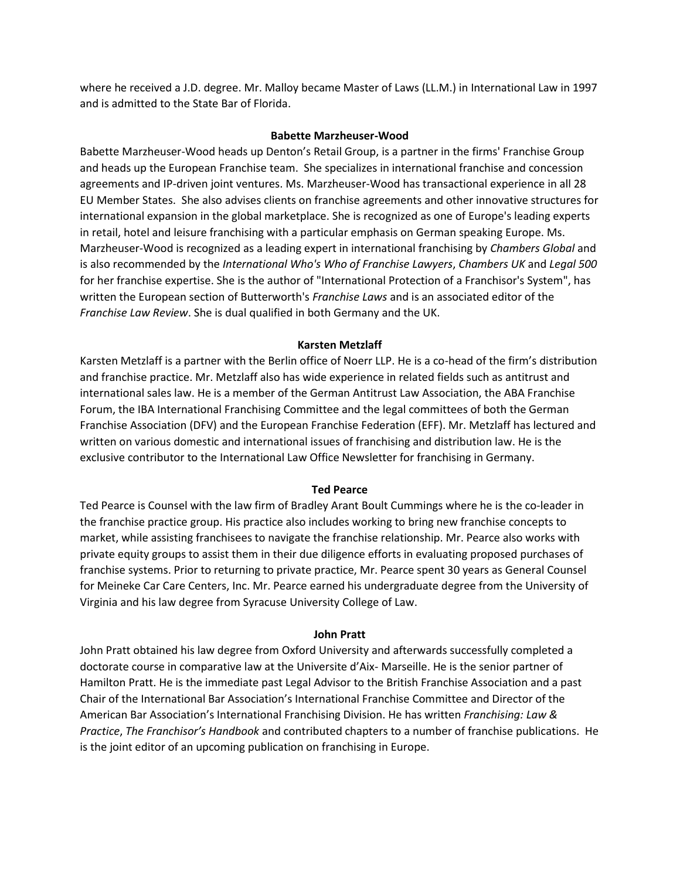where he received a J.D. degree. Mr. Malloy became Master of Laws (LL.M.) in International Law in 1997 and is admitted to the State Bar of Florida.

**Babette Marzheuser-Wood**

Babette Marzheuser-Wood heads up Denton's Retail Group, is a partner in the firms' Franchise Group and heads up the European Franchise team. She specializes in international franchise and concession agreements and IP-driven joint ventures. Ms. Marzheuser-Wood has transactional experience in all 28 EU Member States. She also advises clients on franchise agreements and other innovative structures for international expansion in the global marketplace. She is recognized as one of Europe's leading experts in retail, hotel and leisure franchising with a particular emphasis on German speaking Europe. Ms. Marzheuser-Wood is recognized as a leading expert in international franchising by *Chambers Global* and is also recommended by the *International Who's Who of Franchise Lawyers*, *Chambers UK* and *Legal 500* for her franchise expertise. She is the author of "International Protection of a Franchisor's System", has written the European section of Butterworth's *Franchise Laws* and is an associated editor of the *Franchise Law Review*. She is dual qualified in both Germany and the UK.

**Karsten Metzlaff**

Karsten Metzlaff is a partner with the Berlin office of Noerr LLP. He is a co-head of the firm's distribution and franchise practice. Mr. Metzlaff also has wide experience in related fields such as antitrust and international sales law. He is a member of the German Antitrust Law Association, the ABA Franchise Forum, the IBA International Franchising Committee and the legal committees of both the German Franchise Association (DFV) and the European Franchise Federation (EFF). Mr. Metzlaff has lectured and written on various domestic and international issues of franchising and distribution law. He is the exclusive contributor to the International Law Office Newsletter for franchising in Germany.

**Ted Pearce**

Ted Pearce is Counsel with the law firm of Bradley Arant Boult Cummings where he is the co-leader in the franchise practice group. His practice also includes working to bring new franchise concepts to market, while assisting franchisees to navigate the franchise relationship. Mr. Pearce also works with private equity groups to assist them in their due diligence efforts in evaluating proposed purchases of franchise systems. Prior to returning to private practice, Mr. Pearce spent 30 years as General Counsel for Meineke Car Care Centers, Inc. Mr. Pearce earned his undergraduate degree from the University of Virginia and his law degree from Syracuse University College of Law.

**John Pratt**

John Pratt obtained his law degree from Oxford University and afterwards successfully completed a doctorate course in comparative law at the Universite d'Aix- Marseille. He is the senior partner of Hamilton Pratt. He is the immediate past Legal Advisor to the British Franchise Association and a past Chair of the International Bar Association's International Franchise Committee and Director of the American Bar Association's International Franchising Division. He has written *Franchising: Law & Practice*, *The Franchisor's Handbook* and contributed chapters to a number of franchise publications. He is the joint editor of an upcoming publication on franchising in Europe.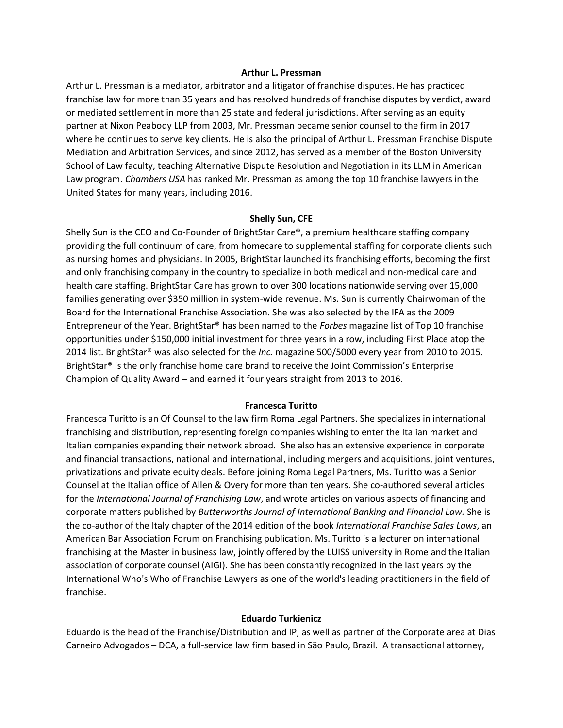**Arthur L. Pressman**

Arthur L. Pressman is a mediator, arbitrator and a litigator of franchise disputes. He has practiced franchise law for more than 35 years and has resolved hundreds of franchise disputes by verdict, award or mediated settlement in more than 25 state and federal jurisdictions. After serving as an equity partner at Nixon Peabody LLP from 2003, Mr. Pressman became senior counsel to the firm in 2017 where he continues to serve key clients. He is also the principal of Arthur L. Pressman Franchise Dispute Mediation and Arbitration Services, and since 2012, has served as a member of the Boston University School of Law faculty, teaching Alternative Dispute Resolution and Negotiation in its LLM in American Law program. *Chambers USA* has ranked Mr. Pressman as among the top 10 franchise lawyers in the United States for many years, including 2016.

**Shelly Sun, CFE**

Shelly Sun is the CEO and Co-Founder of BrightStar Care®, a premium healthcare staffing company providing the full continuum of care, from homecare to supplemental staffing for corporate clients such as nursing homes and physicians. In 2005, BrightStar launched its franchising efforts, becoming the first and only franchising company in the country to specialize in both medical and non-medical care and health care staffing. BrightStar Care has grown to over 300 locations nationwide serving over 15,000 families generating over $350 million in system-wide revenue. Ms. Sun is currently Chairwoman of the Board for the International Franchise Association. She was also selected by the IFA as the 2009 Entrepreneur of the Year. BrightStar® has been named to the *Forbes* magazine list of Top 10 franchise opportunities under $150,000 initial investment for three years in a row, including First Place atop the 2014 list. BrightStar® was also selected for the *Inc.* magazine 500/5000 every year from 2010 to 2015. BrightStar® is the only franchise home care brand to receive the Joint Commission's Enterprise Champion of Quality Award – and earned it four years straight from 2013 to 2016.

**Francesca Turitto**

Francesca Turitto is an Of Counsel to the law firm Roma Legal Partners. She specializes in international franchising and distribution, representing foreign companies wishing to enter the Italian market and Italian companies expanding their network abroad. She also has an extensive experience in corporate and financial transactions, national and international, including mergers and acquisitions, joint ventures, privatizations and private equity deals. Before joining Roma Legal Partners, Ms. Turitto was a Senior Counsel at the Italian office of Allen & Overy for more than ten years. She co-authored several articles for the *International Journal of Franchising Law*, and wrote articles on various aspects of financing and corporate matters published by *Butterworths Journal of International Banking and Financial Law.* She is the co-author of the Italy chapter of the 2014 edition of the book *International Franchise Sales Laws*, an American Bar Association Forum on Franchising publication. Ms. Turitto is a lecturer on international franchising at the Master in business law, jointly offered by the LUISS university in Rome and the Italian association of corporate counsel (AIGI). She has been constantly recognized in the last years by the International Who's Who of Franchise Lawyers as one of the world's leading practitioners in the field of franchise.

**Eduardo Turkienicz**

Eduardo is the head of the Franchise/Distribution and IP, as well as partner of the Corporate area at Dias Carneiro Advogados – DCA, a full-service law firm based in São Paulo, Brazil. A transactional attorney,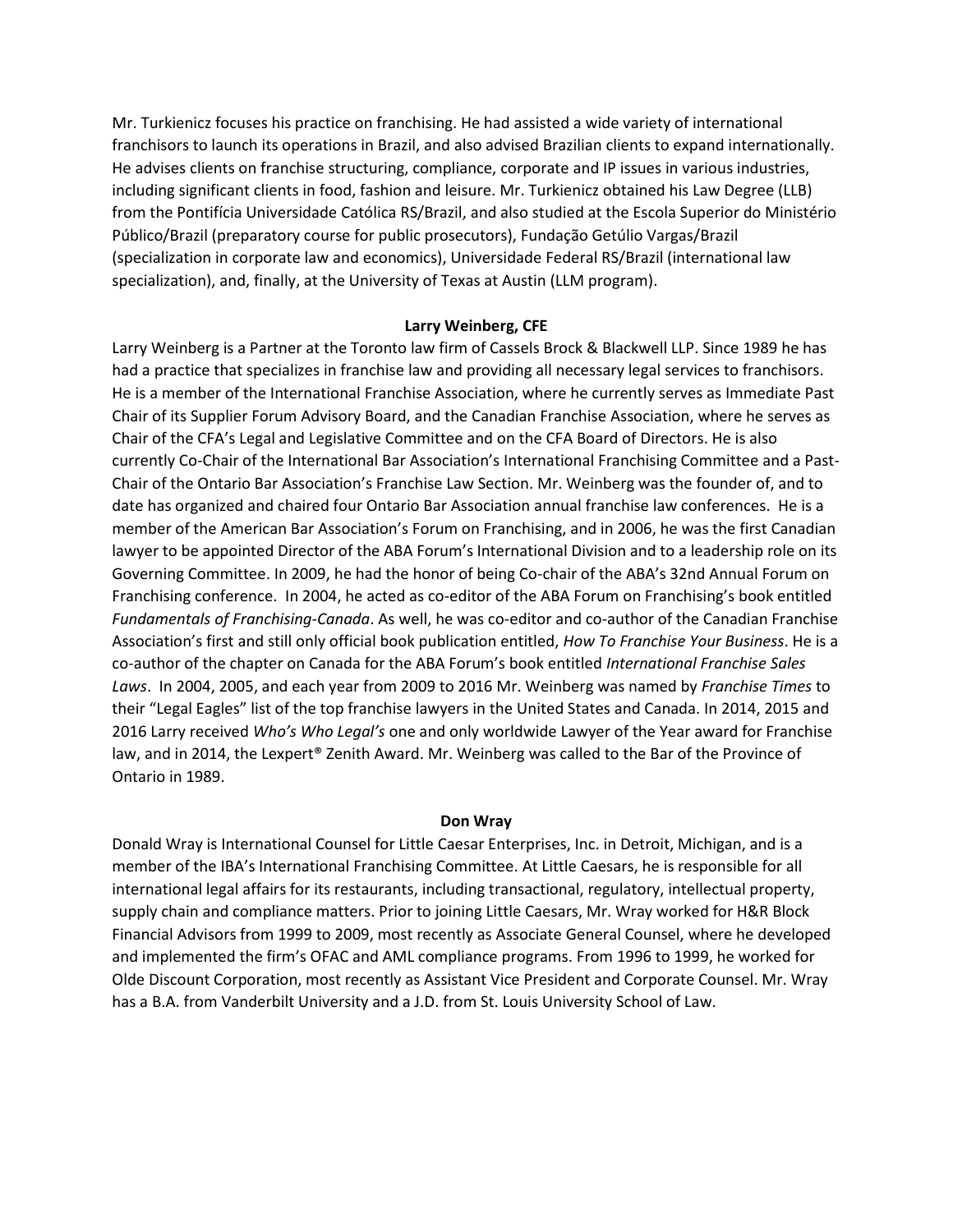Mr. Turkienicz focuses his practice on franchising. He had assisted a wide variety of international franchisors to launch its operations in Brazil, and also advised Brazilian clients to expand internationally. He advises clients on franchise structuring, compliance, corporate and IP issues in various industries, including significant clients in food, fashion and leisure. Mr. Turkienicz obtained his Law Degree (LLB) from the Pontifícia Universidade Católica RS/Brazil, and also studied at the Escola Superior do Ministério Público/Brazil (preparatory course for public prosecutors), Fundação Getúlio Vargas/Brazil (specialization in corporate law and economics), Universidade Federal RS/Brazil (international law specialization), and, finally, at the University of Texas at Austin (LLM program).

**Larry Weinberg, CFE**

Larry Weinberg is a Partner at the Toronto law firm of Cassels Brock & Blackwell LLP. Since 1989 he has had a practice that specializes in franchise law and providing all necessary legal services to franchisors. He is a member of the International Franchise Association, where he currently serves as Immediate Past Chair of its Supplier Forum Advisory Board, and the Canadian Franchise Association, where he serves as Chair of the CFA's Legal and Legislative Committee and on the CFA Board of Directors. He is also currently Co-Chair of the International Bar Association's International Franchising Committee and a Past-Chair of the Ontario Bar Association's Franchise Law Section. Mr. Weinberg was the founder of, and to date has organized and chaired four Ontario Bar Association annual franchise law conferences. He is a member of the American Bar Association's Forum on Franchising, and in 2006, he was the first Canadian lawyer to be appointed Director of the ABA Forum's International Division and to a leadership role on its Governing Committee. In 2009, he had the honor of being Co-chair of the ABA's 32nd Annual Forum on Franchising conference. In 2004, he acted as co-editor of the ABA Forum on Franchising's book entitled *Fundamentals of Franchising-Canada*. As well, he was co-editor and co-author of the Canadian Franchise Association's first and still only official book publication entitled, *How To Franchise Your Business*. He is a co-author of the chapter on Canada for the ABA Forum's book entitled *International Franchise Sales Laws*. In 2004, 2005, and each year from 2009 to 2016 Mr. Weinberg was named by *Franchise Times* to their "Legal Eagles" list of the top franchise lawyers in the United States and Canada. In 2014, 2015 and 2016 Larry received *Who's Who Legal's* one and only worldwide Lawyer of the Year award for Franchise law, and in 2014, the Lexpert® Zenith Award. Mr. Weinberg was called to the Bar of the Province of Ontario in 1989.

**Don Wray**

Donald Wray is International Counsel for Little Caesar Enterprises, Inc. in Detroit, Michigan, and is a member of the IBA's International Franchising Committee. At Little Caesars, he is responsible for all international legal affairs for its restaurants, including transactional, regulatory, intellectual property, supply chain and compliance matters. Prior to joining Little Caesars, Mr. Wray worked for H&R Block Financial Advisors from 1999 to 2009, most recently as Associate General Counsel, where he developed and implemented the firm's OFAC and AML compliance programs. From 1996 to 1999, he worked for Olde Discount Corporation, most recently as Assistant Vice President and Corporate Counsel. Mr. Wray has a B.A. from Vanderbilt University and a J.D. from St. Louis University School of Law.